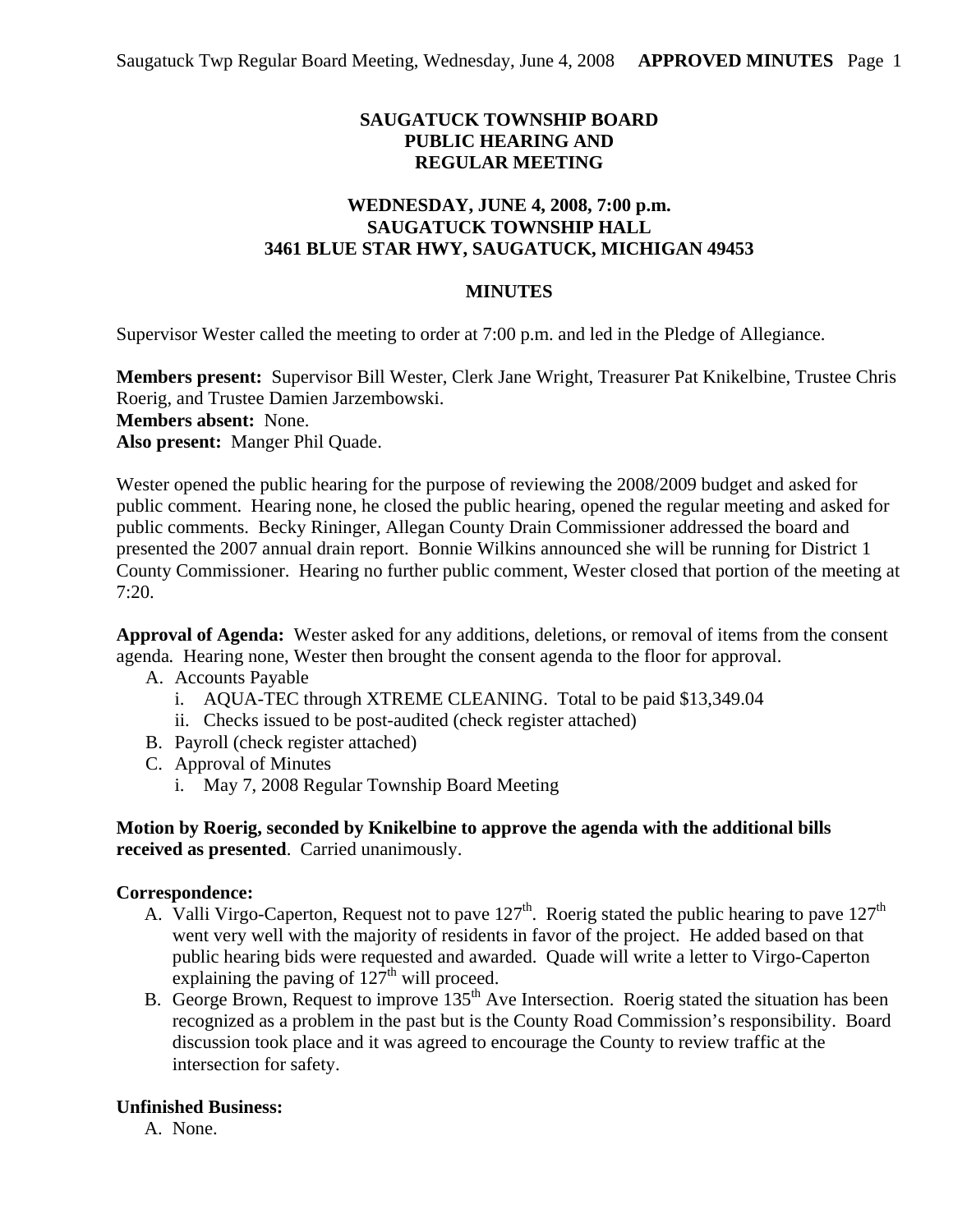**SAUGATUCK TOWNSHIP BOARD**
**PUBLIC HEARING AND**
**REGULAR MEETING**

**WEDNESDAY, JUNE 4, 2008, 7:00 p.m.**
**SAUGATUCK TOWNSHIP HALL**
**3461 BLUE STAR HWY, SAUGATUCK, MICHIGAN 49453**

**MINUTES**

Supervisor Wester called the meeting to order at 7:00 p.m. and led in the Pledge of Allegiance.

**Members present:** Supervisor Bill Wester, Clerk Jane Wright, Treasurer Pat Knikelbine, Trustee Chris Roerig, and Trustee Damien Jarzembowski.
**Members absent:** None.
**Also present:** Manger Phil Quade.

Wester opened the public hearing for the purpose of reviewing the 2008/2009 budget and asked for public comment. Hearing none, he closed the public hearing, opened the regular meeting and asked for public comments. Becky Rininger, Allegan County Drain Commissioner addressed the board and presented the 2007 annual drain report. Bonnie Wilkins announced she will be running for District 1 County Commissioner. Hearing no further public comment, Wester closed that portion of the meeting at 7:20.

**Approval of Agenda:** Wester asked for any additions, deletions, or removal of items from the consent agenda. Hearing none, Wester then brought the consent agenda to the floor for approval.

A. Accounts Payable
   i. AQUA-TEC through XTREME CLEANING. Total to be paid $13,349.04
   ii. Checks issued to be post-audited (check register attached)
B. Payroll (check register attached)
C. Approval of Minutes
   i. May 7, 2008 Regular Township Board Meeting

**Motion by Roerig, seconded by Knikelbine to approve the agenda with the additional bills received as presented**. Carried unanimously.

**Correspondence:**

A. Valli Virgo-Caperton, Request not to pave 127th. Roerig stated the public hearing to pave 127th went very well with the majority of residents in favor of the project. He added based on that public hearing bids were requested and awarded. Quade will write a letter to Virgo-Caperton explaining the paving of 127th will proceed.
B. George Brown, Request to improve 135th Ave Intersection. Roerig stated the situation has been recognized as a problem in the past but is the County Road Commission's responsibility. Board discussion took place and it was agreed to encourage the County to review traffic at the intersection for safety.

**Unfinished Business:**

A. None.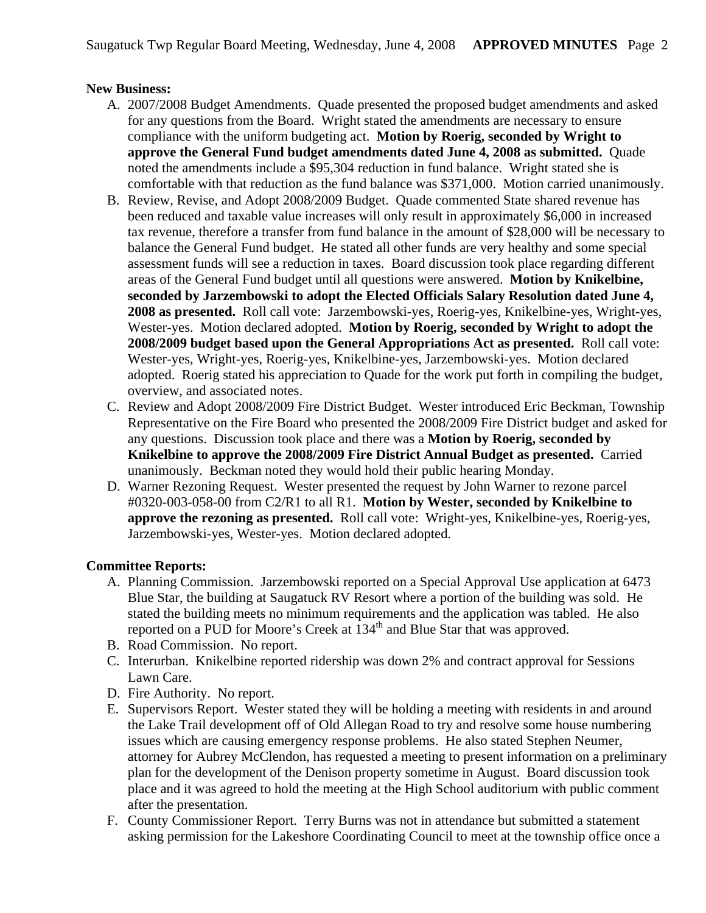**New Business:**

A. 2007/2008 Budget Amendments. Quade presented the proposed budget amendments and asked for any questions from the Board. Wright stated the amendments are necessary to ensure compliance with the uniform budgeting act. **Motion by Roerig, seconded by Wright to approve the General Fund budget amendments dated June 4, 2008 as submitted.** Quade noted the amendments include a $95,304 reduction in fund balance. Wright stated she is comfortable with that reduction as the fund balance was $371,000. Motion carried unanimously.
B. Review, Revise, and Adopt 2008/2009 Budget. Quade commented State shared revenue has been reduced and taxable value increases will only result in approximately $6,000 in increased tax revenue, therefore a transfer from fund balance in the amount of $28,000 will be necessary to balance the General Fund budget. He stated all other funds are very healthy and some special assessment funds will see a reduction in taxes. Board discussion took place regarding different areas of the General Fund budget until all questions were answered. **Motion by Knikelbine, seconded by Jarzembowski to adopt the Elected Officials Salary Resolution dated June 4, 2008 as presented.** Roll call vote: Jarzembowski-yes, Roerig-yes, Knikelbine-yes, Wright-yes, Wester-yes. Motion declared adopted. **Motion by Roerig, seconded by Wright to adopt the 2008/2009 budget based upon the General Appropriations Act as presented.** Roll call vote: Wester-yes, Wright-yes, Roerig-yes, Knikelbine-yes, Jarzembowski-yes. Motion declared adopted. Roerig stated his appreciation to Quade for the work put forth in compiling the budget, overview, and associated notes.
C. Review and Adopt 2008/2009 Fire District Budget. Wester introduced Eric Beckman, Township Representative on the Fire Board who presented the 2008/2009 Fire District budget and asked for any questions. Discussion took place and there was a **Motion by Roerig, seconded by Knikelbine to approve the 2008/2009 Fire District Annual Budget as presented.** Carried unanimously. Beckman noted they would hold their public hearing Monday.
D. Warner Rezoning Request. Wester presented the request by John Warner to rezone parcel #0320-003-058-00 from C2/R1 to all R1. **Motion by Wester, seconded by Knikelbine to approve the rezoning as presented.** Roll call vote: Wright-yes, Knikelbine-yes, Roerig-yes, Jarzembowski-yes, Wester-yes. Motion declared adopted.

**Committee Reports:**

A. Planning Commission. Jarzembowski reported on a Special Approval Use application at 6473 Blue Star, the building at Saugatuck RV Resort where a portion of the building was sold. He stated the building meets no minimum requirements and the application was tabled. He also reported on a PUD for Moore's Creek at 134th and Blue Star that was approved.
B. Road Commission. No report.
C. Interurban. Knikelbine reported ridership was down 2% and contract approval for Sessions Lawn Care.
D. Fire Authority. No report.
E. Supervisors Report. Wester stated they will be holding a meeting with residents in and around the Lake Trail development off of Old Allegan Road to try and resolve some house numbering issues which are causing emergency response problems. He also stated Stephen Neumer, attorney for Aubrey McClendon, has requested a meeting to present information on a preliminary plan for the development of the Denison property sometime in August. Board discussion took place and it was agreed to hold the meeting at the High School auditorium with public comment after the presentation.
F. County Commissioner Report. Terry Burns was not in attendance but submitted a statement asking permission for the Lakeshore Coordinating Council to meet at the township office once a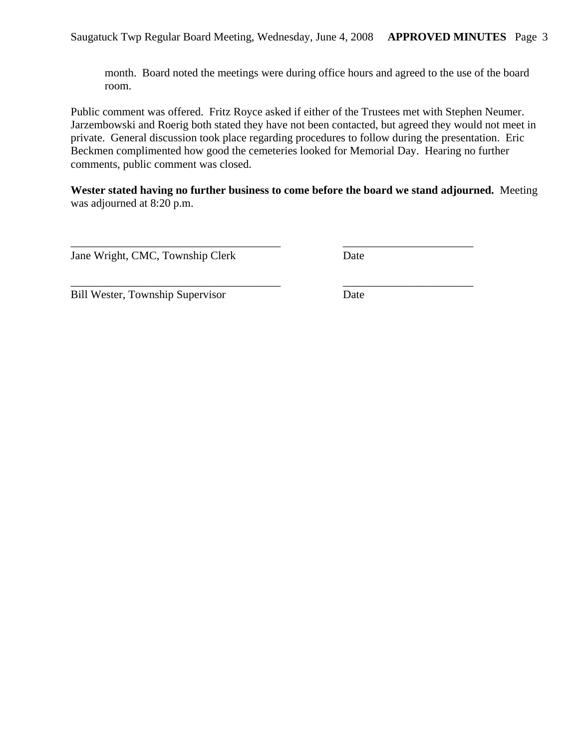month. Board noted the meetings were during office hours and agreed to the use of the board room.

Public comment was offered. Fritz Royce asked if either of the Trustees met with Stephen Neumer. Jarzembowski and Roerig both stated they have not been contacted, but agreed they would not meet in private. General discussion took place regarding procedures to follow during the presentation. Eric Beckmen complimented how good the cemeteries looked for Memorial Day. Hearing no further comments, public comment was closed.

**Wester stated having no further business to come before the board we stand adjourned.** Meeting was adjourned at 8:20 p.m.

_____________________________________ _______________________

Jane Wright, CMC, Township Clerk Date

_____________________________________ _______________________

Bill Wester, Township Supervisor Date